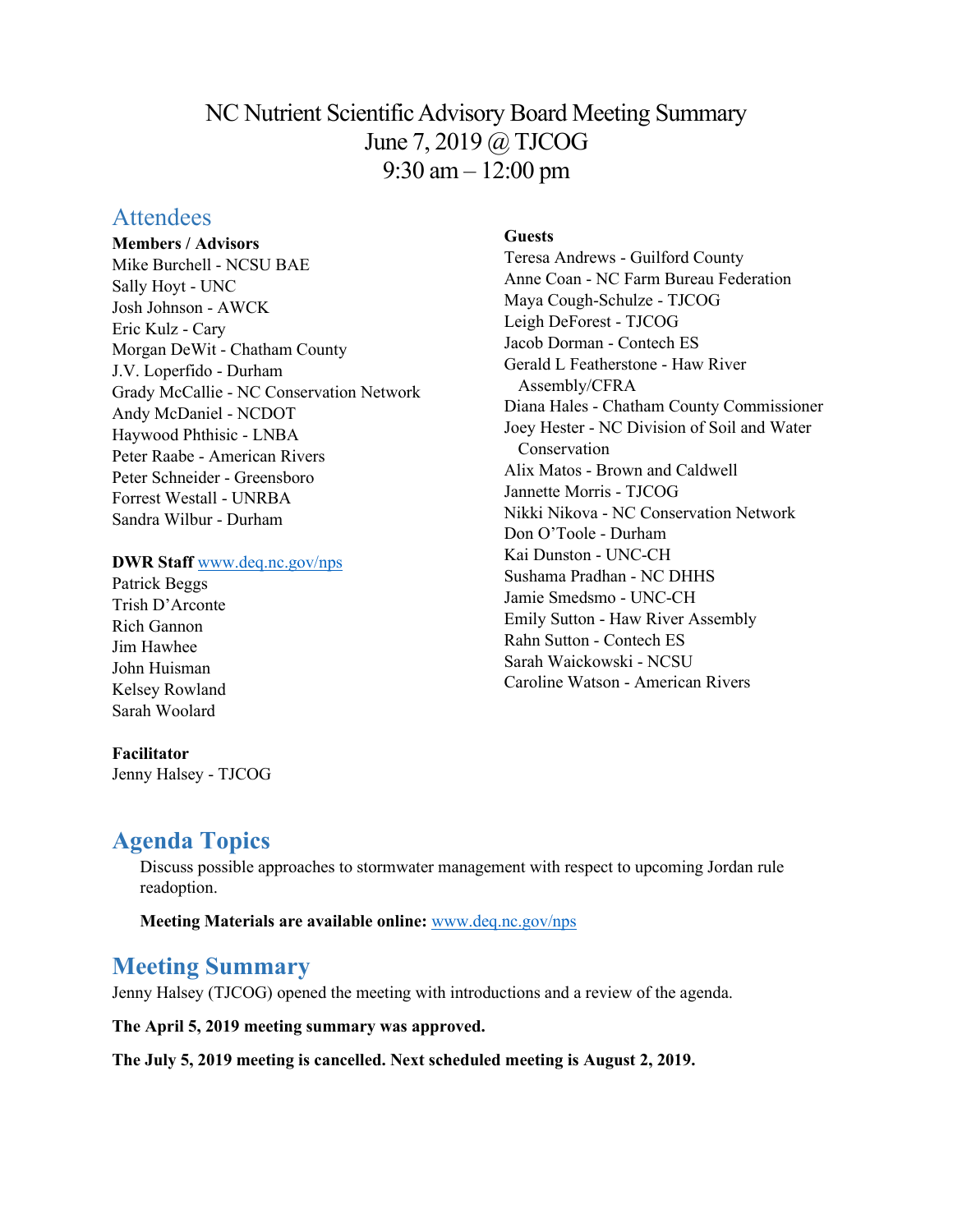# NC Nutrient Scientific Advisory Board Meeting Summary
June 7, 2019 @ TJCOG
9:30 am – 12:00 pm

## Attendees

**Members / Advisors**
Mike Burchell - NCSU BAE
Sally Hoyt - UNC
Josh Johnson - AWCK
Eric Kulz - Cary
Morgan DeWit - Chatham County
J.V. Loperfido - Durham
Grady McCallie - NC Conservation Network
Andy McDaniel - NCDOT
Haywood Phthisic - LNBA
Peter Raabe - American Rivers
Peter Schneider - Greensboro
Forrest Westall - UNRBA
Sandra Wilbur - Durham

**DWR Staff** www.deq.nc.gov/nps
Patrick Beggs
Trish D'Arconte
Rich Gannon
Jim Hawhee
John Huisman
Kelsey Rowland
Sarah Woolard

**Facilitator**
Jenny Halsey - TJCOG

**Guests**
Teresa Andrews - Guilford County
Anne Coan - NC Farm Bureau Federation
Maya Cough-Schulze - TJCOG
Leigh DeForest - TJCOG
Jacob Dorman - Contech ES
Gerald L Featherstone - Haw River Assembly/CFRA
Diana Hales - Chatham County Commissioner
Joey Hester - NC Division of Soil and Water Conservation
Alix Matos - Brown and Caldwell
Jannette Morris - TJCOG
Nikki Nikova - NC Conservation Network
Don O'Toole - Durham
Kai Dunston - UNC-CH
Sushama Pradhan - NC DHHS
Jamie Smedsmo - UNC-CH
Emily Sutton - Haw River Assembly
Rahn Sutton - Contech ES
Sarah Waickowski - NCSU
Caroline Watson - American Rivers

## Agenda Topics

Discuss possible approaches to stormwater management with respect to upcoming Jordan rule readoption.

**Meeting Materials are available online:** www.deq.nc.gov/nps

## Meeting Summary

Jenny Halsey (TJCOG) opened the meeting with introductions and a review of the agenda.

**The April 5, 2019 meeting summary was approved.**

**The July 5, 2019 meeting is cancelled. Next scheduled meeting is August 2, 2019.**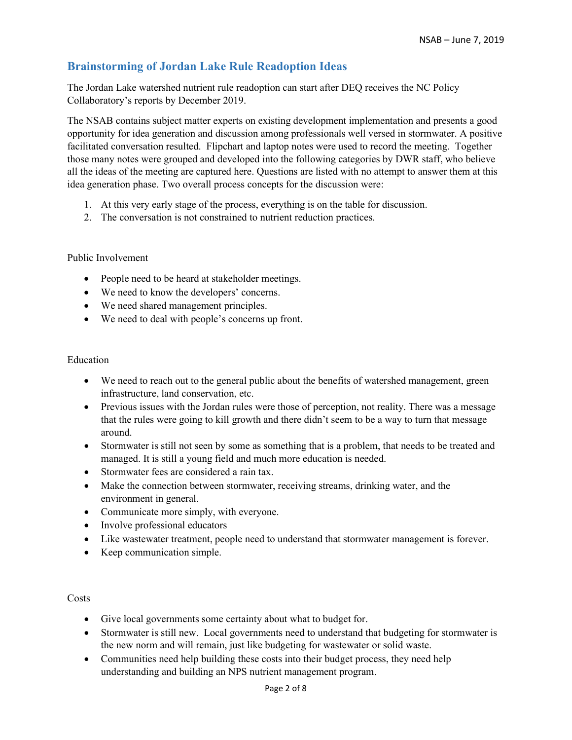## Brainstorming of Jordan Lake Rule Readoption Ideas

The Jordan Lake watershed nutrient rule readoption can start after DEQ receives the NC Policy Collaboratory's reports by December 2019.

The NSAB contains subject matter experts on existing development implementation and presents a good opportunity for idea generation and discussion among professionals well versed in stormwater. A positive facilitated conversation resulted. Flipchart and laptop notes were used to record the meeting. Together those many notes were grouped and developed into the following categories by DWR staff, who believe all the ideas of the meeting are captured here. Questions are listed with no attempt to answer them at this idea generation phase. Two overall process concepts for the discussion were:

1. At this very early stage of the process, everything is on the table for discussion.
2. The conversation is not constrained to nutrient reduction practices.

Public Involvement

- People need to be heard at stakeholder meetings.
- We need to know the developers' concerns.
- We need shared management principles.
- We need to deal with people's concerns up front.

Education

- We need to reach out to the general public about the benefits of watershed management, green infrastructure, land conservation, etc.
- Previous issues with the Jordan rules were those of perception, not reality. There was a message that the rules were going to kill growth and there didn't seem to be a way to turn that message around.
- Stormwater is still not seen by some as something that is a problem, that needs to be treated and managed. It is still a young field and much more education is needed.
- Stormwater fees are considered a rain tax.
- Make the connection between stormwater, receiving streams, drinking water, and the environment in general.
- Communicate more simply, with everyone.
- Involve professional educators
- Like wastewater treatment, people need to understand that stormwater management is forever.
- Keep communication simple.

Costs

- Give local governments some certainty about what to budget for.
- Stormwater is still new. Local governments need to understand that budgeting for stormwater is the new norm and will remain, just like budgeting for wastewater or solid waste.
- Communities need help building these costs into their budget process, they need help understanding and building an NPS nutrient management program.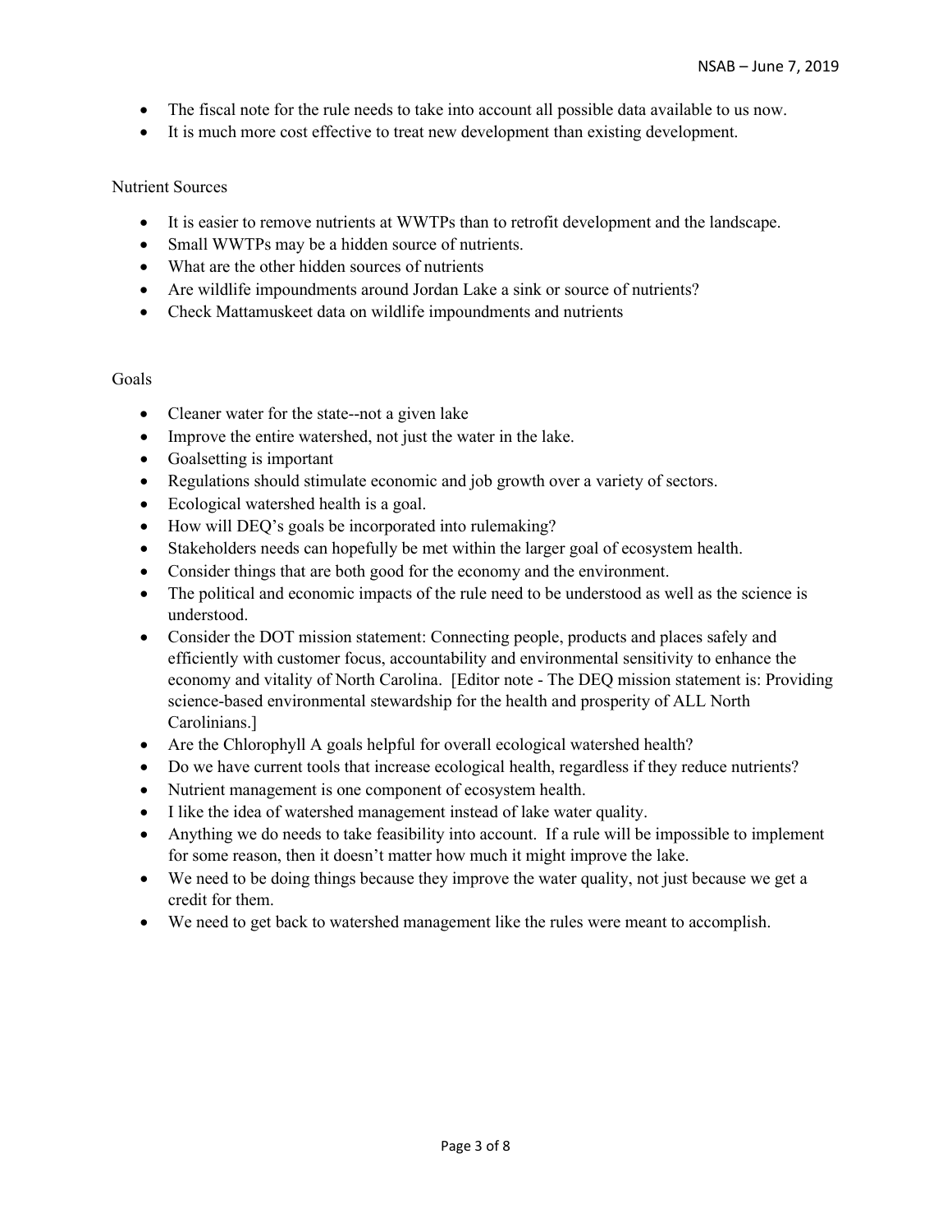- The fiscal note for the rule needs to take into account all possible data available to us now.
- It is much more cost effective to treat new development than existing development.

Nutrient Sources

- It is easier to remove nutrients at WWTPs than to retrofit development and the landscape.
- Small WWTPs may be a hidden source of nutrients.
- What are the other hidden sources of nutrients
- Are wildlife impoundments around Jordan Lake a sink or source of nutrients?
- Check Mattamuskeet data on wildlife impoundments and nutrients

Goals

- Cleaner water for the state--not a given lake
- Improve the entire watershed, not just the water in the lake.
- Goalsetting is important
- Regulations should stimulate economic and job growth over a variety of sectors.
- Ecological watershed health is a goal.
- How will DEQ's goals be incorporated into rulemaking?
- Stakeholders needs can hopefully be met within the larger goal of ecosystem health.
- Consider things that are both good for the economy and the environment.
- The political and economic impacts of the rule need to be understood as well as the science is understood.
- Consider the DOT mission statement: Connecting people, products and places safely and efficiently with customer focus, accountability and environmental sensitivity to enhance the economy and vitality of North Carolina. [Editor note - The DEQ mission statement is: Providing science-based environmental stewardship for the health and prosperity of ALL North Carolinians.]
- Are the Chlorophyll A goals helpful for overall ecological watershed health?
- Do we have current tools that increase ecological health, regardless if they reduce nutrients?
- Nutrient management is one component of ecosystem health.
- I like the idea of watershed management instead of lake water quality.
- Anything we do needs to take feasibility into account. If a rule will be impossible to implement for some reason, then it doesn't matter how much it might improve the lake.
- We need to be doing things because they improve the water quality, not just because we get a credit for them.
- We need to get back to watershed management like the rules were meant to accomplish.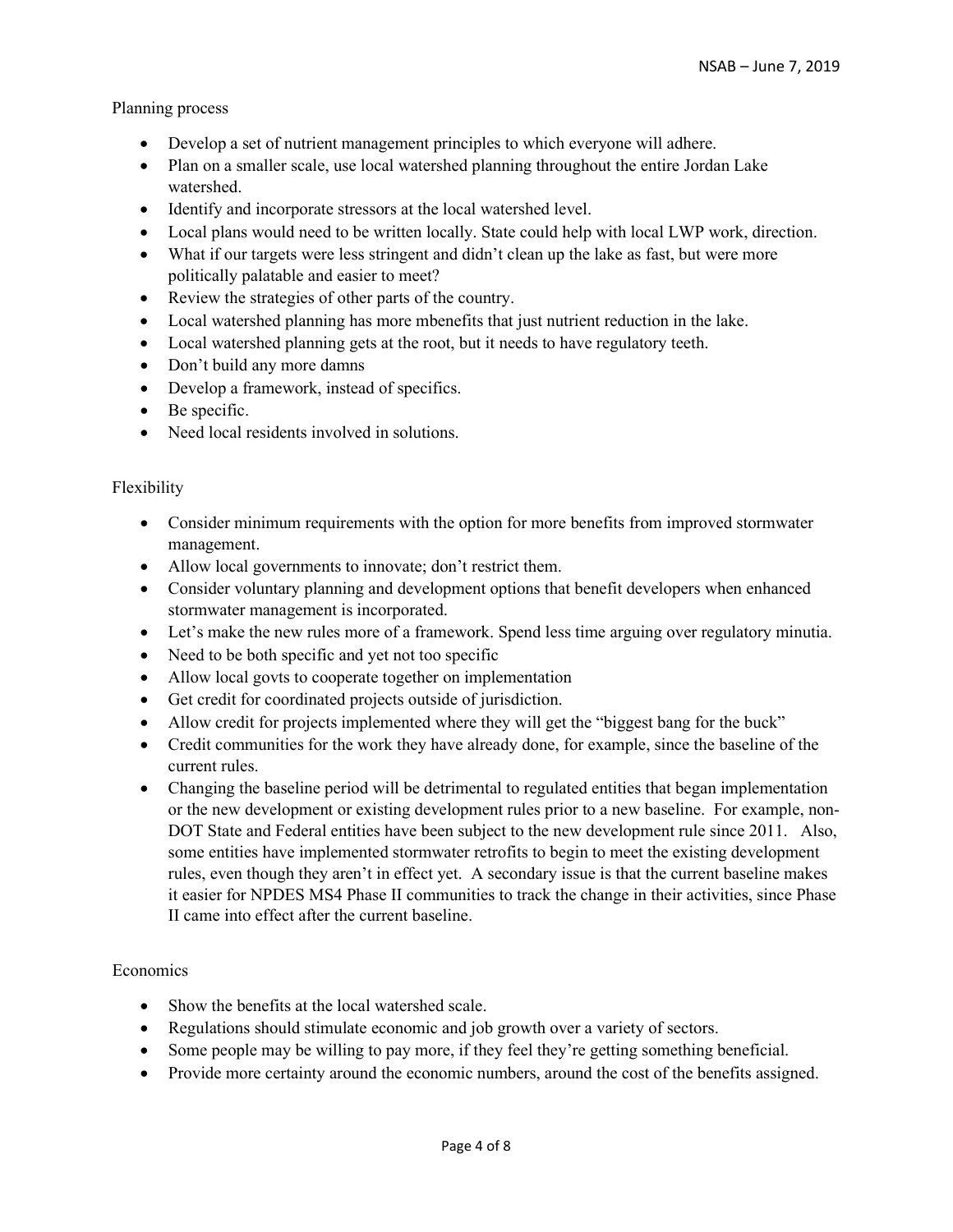Planning process

- Develop a set of nutrient management principles to which everyone will adhere.
- Plan on a smaller scale, use local watershed planning throughout the entire Jordan Lake watershed.
- Identify and incorporate stressors at the local watershed level.
- Local plans would need to be written locally. State could help with local LWP work, direction.
- What if our targets were less stringent and didn't clean up the lake as fast, but were more politically palatable and easier to meet?
- Review the strategies of other parts of the country.
- Local watershed planning has more mbenefits that just nutrient reduction in the lake.
- Local watershed planning gets at the root, but it needs to have regulatory teeth.
- Don't build any more damns
- Develop a framework, instead of specifics.
- Be specific.
- Need local residents involved in solutions.

Flexibility

- Consider minimum requirements with the option for more benefits from improved stormwater management.
- Allow local governments to innovate; don't restrict them.
- Consider voluntary planning and development options that benefit developers when enhanced stormwater management is incorporated.
- Let's make the new rules more of a framework. Spend less time arguing over regulatory minutia.
- Need to be both specific and yet not too specific
- Allow local govts to cooperate together on implementation
- Get credit for coordinated projects outside of jurisdiction.
- Allow credit for projects implemented where they will get the "biggest bang for the buck"
- Credit communities for the work they have already done, for example, since the baseline of the current rules.
- Changing the baseline period will be detrimental to regulated entities that began implementation or the new development or existing development rules prior to a new baseline. For example, non-DOT State and Federal entities have been subject to the new development rule since 2011. Also, some entities have implemented stormwater retrofits to begin to meet the existing development rules, even though they aren't in effect yet. A secondary issue is that the current baseline makes it easier for NPDES MS4 Phase II communities to track the change in their activities, since Phase II came into effect after the current baseline.

Economics

- Show the benefits at the local watershed scale.
- Regulations should stimulate economic and job growth over a variety of sectors.
- Some people may be willing to pay more, if they feel they're getting something beneficial.
- Provide more certainty around the economic numbers, around the cost of the benefits assigned.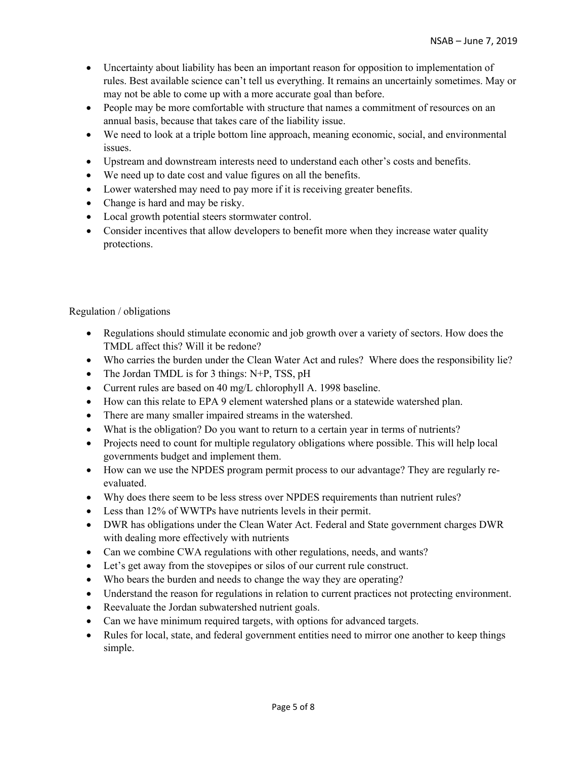- Uncertainty about liability has been an important reason for opposition to implementation of rules. Best available science can't tell us everything. It remains an uncertainly sometimes. May or may not be able to come up with a more accurate goal than before.
- People may be more comfortable with structure that names a commitment of resources on an annual basis, because that takes care of the liability issue.
- We need to look at a triple bottom line approach, meaning economic, social, and environmental issues.
- Upstream and downstream interests need to understand each other's costs and benefits.
- We need up to date cost and value figures on all the benefits.
- Lower watershed may need to pay more if it is receiving greater benefits.
- Change is hard and may be risky.
- Local growth potential steers stormwater control.
- Consider incentives that allow developers to benefit more when they increase water quality protections.

Regulation / obligations

- Regulations should stimulate economic and job growth over a variety of sectors. How does the TMDL affect this? Will it be redone?
- Who carries the burden under the Clean Water Act and rules? Where does the responsibility lie?
- The Jordan TMDL is for 3 things: N+P, TSS, pH
- Current rules are based on 40 mg/L chlorophyll A. 1998 baseline.
- How can this relate to EPA 9 element watershed plans or a statewide watershed plan.
- There are many smaller impaired streams in the watershed.
- What is the obligation? Do you want to return to a certain year in terms of nutrients?
- Projects need to count for multiple regulatory obligations where possible. This will help local governments budget and implement them.
- How can we use the NPDES program permit process to our advantage? They are regularly re-evaluated.
- Why does there seem to be less stress over NPDES requirements than nutrient rules?
- Less than 12% of WWTPs have nutrients levels in their permit.
- DWR has obligations under the Clean Water Act. Federal and State government charges DWR with dealing more effectively with nutrients
- Can we combine CWA regulations with other regulations, needs, and wants?
- Let's get away from the stovepipes or silos of our current rule construct.
- Who bears the burden and needs to change the way they are operating?
- Understand the reason for regulations in relation to current practices not protecting environment.
- Reevaluate the Jordan subwatershed nutrient goals.
- Can we have minimum required targets, with options for advanced targets.
- Rules for local, state, and federal government entities need to mirror one another to keep things simple.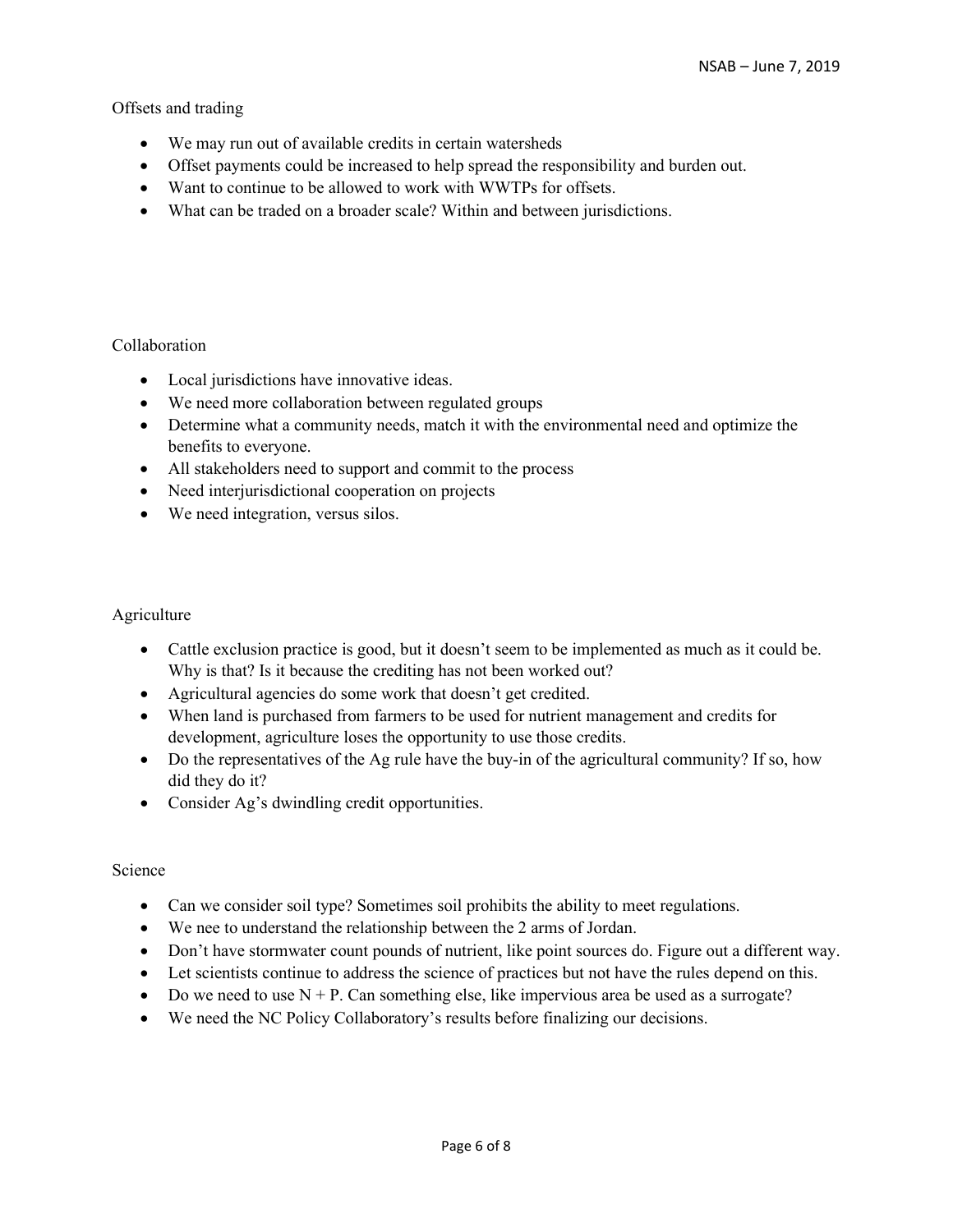Offsets and trading

- We may run out of available credits in certain watersheds
- Offset payments could be increased to help spread the responsibility and burden out.
- Want to continue to be allowed to work with WWTPs for offsets.
- What can be traded on a broader scale? Within and between jurisdictions.

Collaboration

- Local jurisdictions have innovative ideas.
- We need more collaboration between regulated groups
- Determine what a community needs, match it with the environmental need and optimize the benefits to everyone.
- All stakeholders need to support and commit to the process
- Need interjurisdictional cooperation on projects
- We need integration, versus silos.

Agriculture

- Cattle exclusion practice is good, but it doesn't seem to be implemented as much as it could be. Why is that? Is it because the crediting has not been worked out?
- Agricultural agencies do some work that doesn't get credited.
- When land is purchased from farmers to be used for nutrient management and credits for development, agriculture loses the opportunity to use those credits.
- Do the representatives of the Ag rule have the buy-in of the agricultural community? If so, how did they do it?
- Consider Ag's dwindling credit opportunities.

Science

- Can we consider soil type? Sometimes soil prohibits the ability to meet regulations.
- We nee to understand the relationship between the 2 arms of Jordan.
- Don't have stormwater count pounds of nutrient, like point sources do. Figure out a different way.
- Let scientists continue to address the science of practices but not have the rules depend on this.
- Do we need to use N + P. Can something else, like impervious area be used as a surrogate?
- We need the NC Policy Collaboratory's results before finalizing our decisions.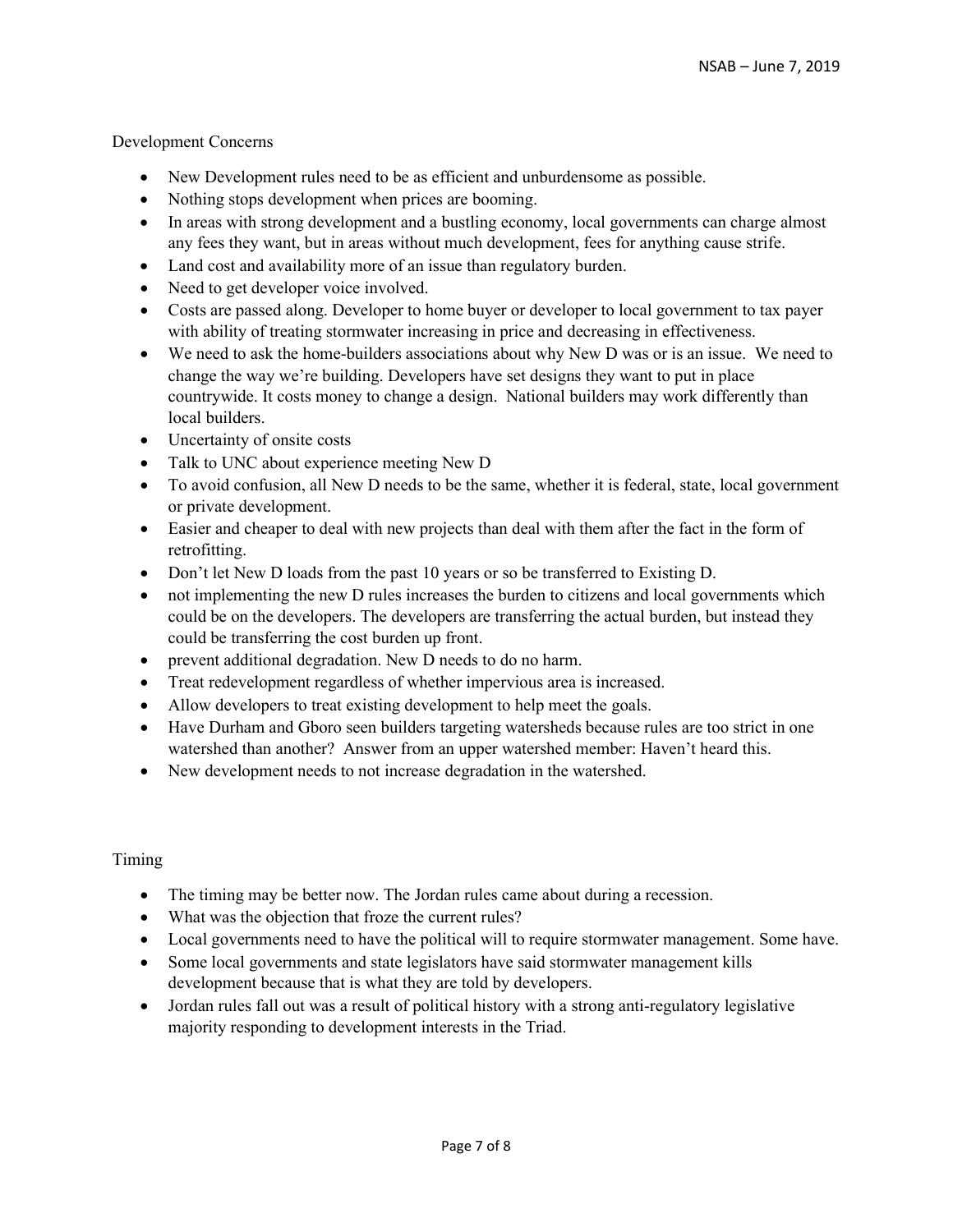Development Concerns

- New Development rules need to be as efficient and unburdensome as possible.
- Nothing stops development when prices are booming.
- In areas with strong development and a bustling economy, local governments can charge almost any fees they want, but in areas without much development, fees for anything cause strife.
- Land cost and availability more of an issue than regulatory burden.
- Need to get developer voice involved.
- Costs are passed along. Developer to home buyer or developer to local government to tax payer with ability of treating stormwater increasing in price and decreasing in effectiveness.
- We need to ask the home-builders associations about why New D was or is an issue. We need to change the way we're building. Developers have set designs they want to put in place countrywide. It costs money to change a design. National builders may work differently than local builders.
- Uncertainty of onsite costs
- Talk to UNC about experience meeting New D
- To avoid confusion, all New D needs to be the same, whether it is federal, state, local government or private development.
- Easier and cheaper to deal with new projects than deal with them after the fact in the form of retrofitting.
- Don't let New D loads from the past 10 years or so be transferred to Existing D.
- not implementing the new D rules increases the burden to citizens and local governments which could be on the developers. The developers are transferring the actual burden, but instead they could be transferring the cost burden up front.
- prevent additional degradation. New D needs to do no harm.
- Treat redevelopment regardless of whether impervious area is increased.
- Allow developers to treat existing development to help meet the goals.
- Have Durham and Gboro seen builders targeting watersheds because rules are too strict in one watershed than another? Answer from an upper watershed member: Haven't heard this.
- New development needs to not increase degradation in the watershed.

Timing

- The timing may be better now. The Jordan rules came about during a recession.
- What was the objection that froze the current rules?
- Local governments need to have the political will to require stormwater management. Some have.
- Some local governments and state legislators have said stormwater management kills development because that is what they are told by developers.
- Jordan rules fall out was a result of political history with a strong anti-regulatory legislative majority responding to development interests in the Triad.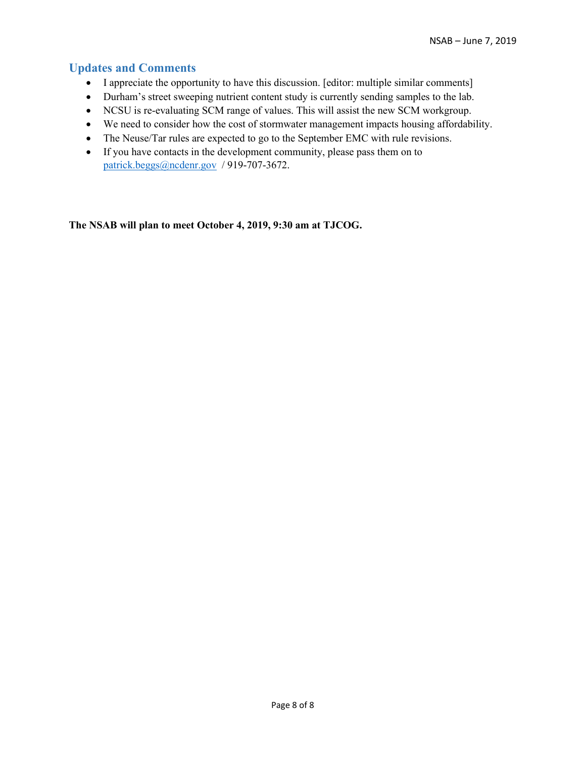## Updates and Comments

- I appreciate the opportunity to have this discussion. [editor: multiple similar comments]
- Durham's street sweeping nutrient content study is currently sending samples to the lab.
- NCSU is re-evaluating SCM range of values. This will assist the new SCM workgroup.
- We need to consider how the cost of stormwater management impacts housing affordability.
- The Neuse/Tar rules are expected to go to the September EMC with rule revisions.
- If you have contacts in the development community, please pass them on to patrick.beggs@ncdenr.gov / 919-707-3672.

**The NSAB will plan to meet October 4, 2019, 9:30 am at TJCOG.**